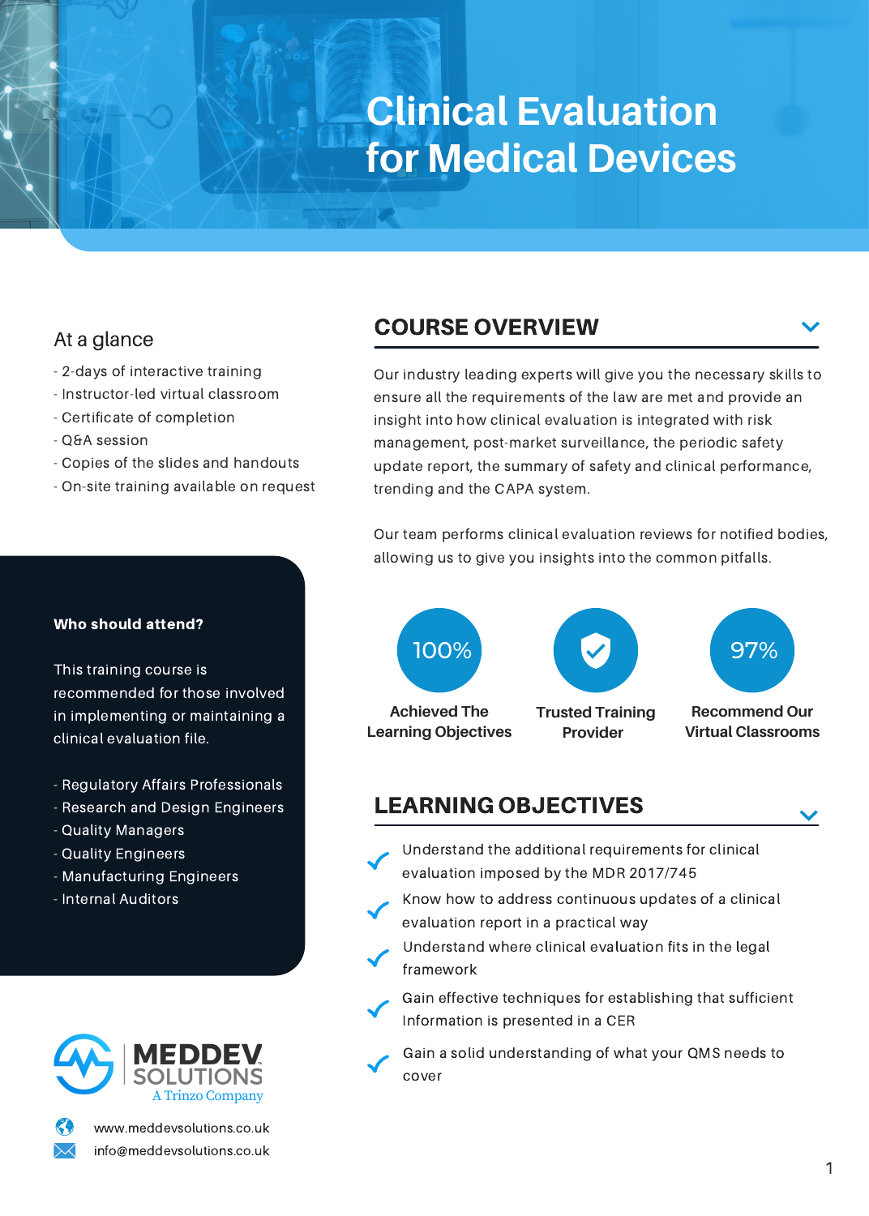# Clinical Evaluation for Medical Devices

## At a glance

- 2-days of interactive training
- Instructor-led virtual classroom
- Certificate of completion
- Q&A session
- Copies of the slides and handouts
- On-site training available on request

**Who should attend?**

This training course is recommended for those involved in implementing or maintaining a clinical evaluation file.

- Regulatory Affairs Professionals
- Research and Design Engineers
- Quality Managers
- Quality Engineers
- Manufacturing Engineers
- Internal Auditors

MEDDEV SOLUTIONS
A Trinzo Company

www.meddevsolutions.co.uk
info@meddevsolutions.co.uk

## COURSE OVERVIEW

Our industry leading experts will give you the necessary skills to ensure all the requirements of the law are met and provide an insight into how clinical evaluation is integrated with risk management, post-market surveillance, the periodic safety update report, the summary of safety and clinical performance, trending and the CAPA system.

Our team performs clinical evaluation reviews for notified bodies, allowing us to give you insights into the common pitfalls.

- 100% — Achieved The Learning Objectives
- Trusted Training Provider
- 97% — Recommend Our Virtual Classrooms

## LEARNING OBJECTIVES

- Understand the additional requirements for clinical evaluation imposed by the MDR 2017/745
- Know how to address continuous updates of a clinical evaluation report in a practical way
- Understand where clinical evaluation fits in the legal framework
- Gain effective techniques for establishing that sufficient Information is presented in a CER
- Gain a solid understanding of what your QMS needs to cover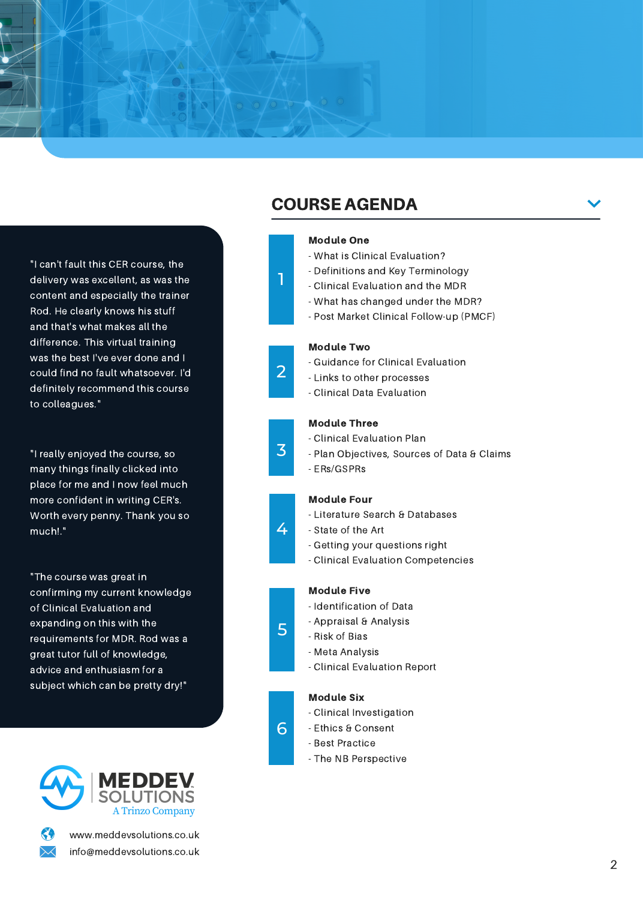## COURSE AGENDA

**1**

**Module One**
- What is Clinical Evaluation?
- Definitions and Key Terminology
- Clinical Evaluation and the MDR
- What has changed under the MDR?
- Post Market Clinical Follow-up (PMCF)

**2**

**Module Two**
- Guidance for Clinical Evaluation
- Links to other processes
- Clinical Data Evaluation

**3**

**Module Three**
- Clinical Evaluation Plan
- Plan Objectives, Sources of Data & Claims
- ERs/GSPRs

**4**

**Module Four**
- Literature Search & Databases
- State of the Art
- Getting your questions right
- Clinical Evaluation Competencies

**5**

**Module Five**
- Identification of Data
- Appraisal & Analysis
- Risk of Bias
- Meta Analysis
- Clinical Evaluation Report

**6**

**Module Six**
- Clinical Investigation
- Ethics & Consent
- Best Practice
- The NB Perspective

"I can't fault this CER course, the delivery was excellent, as was the content and especially the trainer Rod. He clearly knows his stuff and that's what makes all the difference. This virtual training was the best I've ever done and I could find no fault whatsoever. I'd definitely recommend this course to colleagues."

"I really enjoyed the course, so many things finally clicked into place for me and I now feel much more confident in writing CER's. Worth every penny. Thank you so much!."

"The course was great in confirming my current knowledge of Clinical Evaluation and expanding on this with the requirements for MDR. Rod was a great tutor full of knowledge, advice and enthusiasm for a subject which can be pretty dry!"

MEDDEV SOLUTIONS
A Trinzo Company

www.meddevsolutions.co.uk
info@meddevsolutions.co.uk